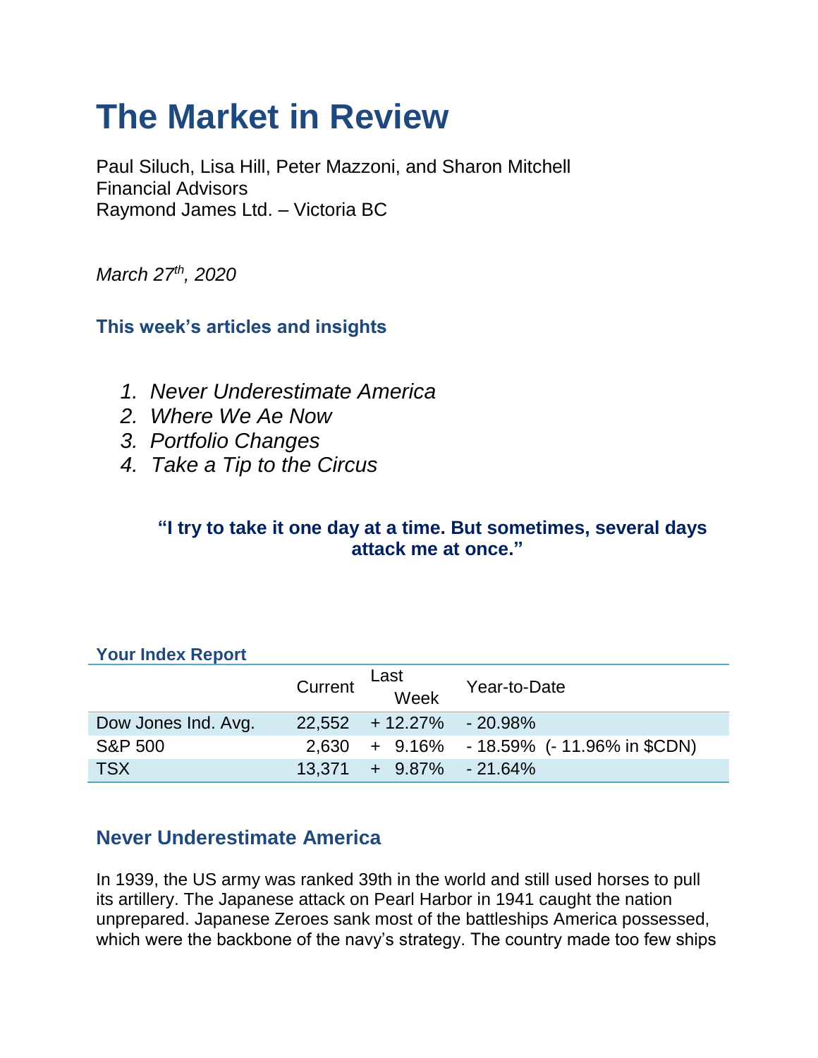# The Market in Review

Paul Siluch, Lisa Hill, Peter Mazzoni, and Sharon Mitchell
Financial Advisors
Raymond James Ltd. – Victoria BC

*March 27th, 2020*

### This week's articles and insights

1. *Never Underestimate America*
2. *Where We Ae Now*
3. *Portfolio Changes*
4. *Take a Tip to the Circus*

**"I try to take it one day at a time. But sometimes, several days attack me at once."**

### Your Index Report

| | Current | Last Week | Year-to-Date |
|---|---|---|---|
| Dow Jones Ind. Avg. | 22,552 | + 12.27% | - 20.98% |
| S&P 500 | 2,630 | + 9.16% | - 18.59% (- 11.96% in $CDN) |
| TSX | 13,371 | + 9.87% | - 21.64% |

## Never Underestimate America

In 1939, the US army was ranked 39th in the world and still used horses to pull its artillery. The Japanese attack on Pearl Harbor in 1941 caught the nation unprepared. Japanese Zeroes sank most of the battleships America possessed, which were the backbone of the navy's strategy. The country made too few ships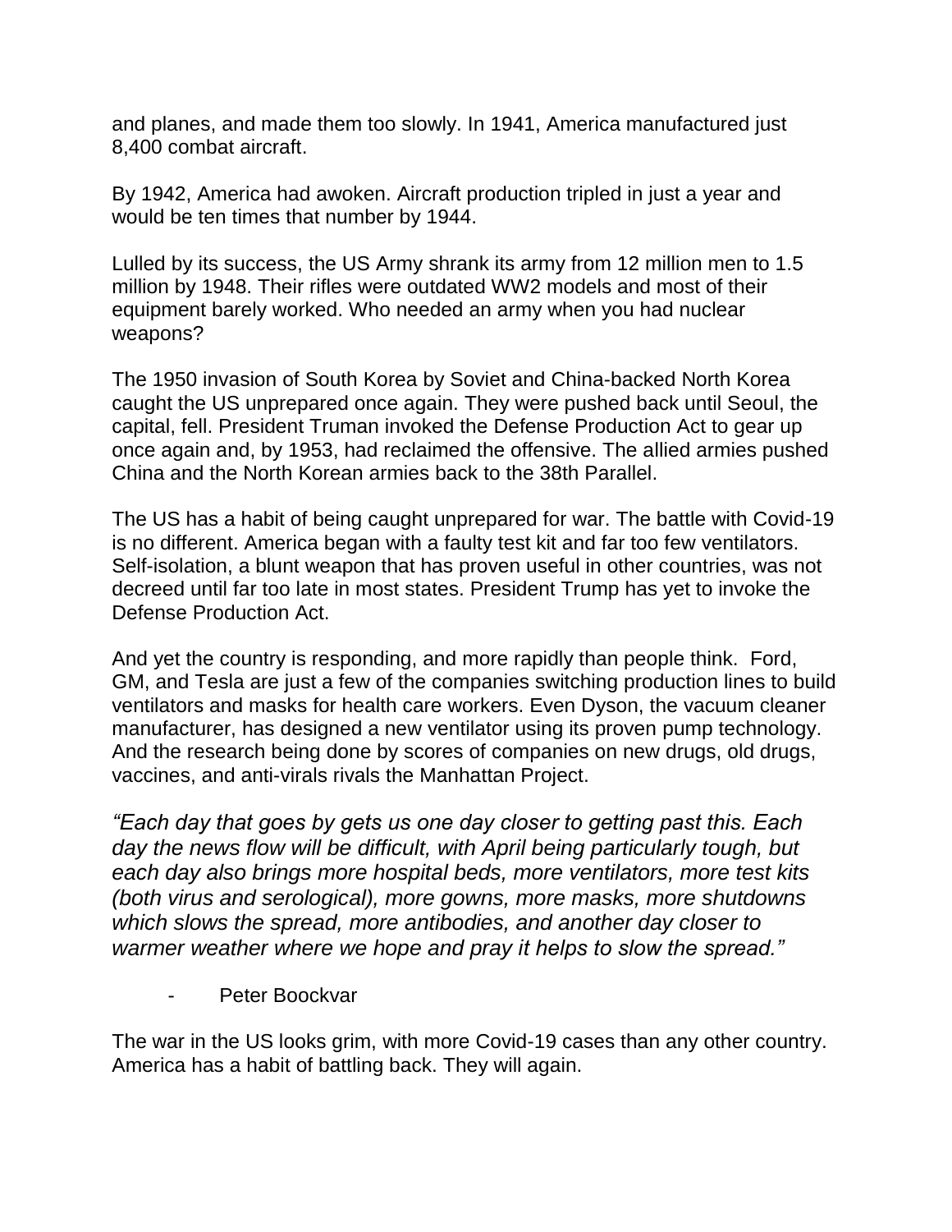and planes, and made them too slowly. In 1941, America manufactured just 8,400 combat aircraft.

By 1942, America had awoken. Aircraft production tripled in just a year and would be ten times that number by 1944.

Lulled by its success, the US Army shrank its army from 12 million men to 1.5 million by 1948. Their rifles were outdated WW2 models and most of their equipment barely worked. Who needed an army when you had nuclear weapons?

The 1950 invasion of South Korea by Soviet and China-backed North Korea caught the US unprepared once again. They were pushed back until Seoul, the capital, fell. President Truman invoked the Defense Production Act to gear up once again and, by 1953, had reclaimed the offensive. The allied armies pushed China and the North Korean armies back to the 38th Parallel.

The US has a habit of being caught unprepared for war. The battle with Covid-19 is no different. America began with a faulty test kit and far too few ventilators. Self-isolation, a blunt weapon that has proven useful in other countries, was not decreed until far too late in most states. President Trump has yet to invoke the Defense Production Act.

And yet the country is responding, and more rapidly than people think. Ford, GM, and Tesla are just a few of the companies switching production lines to build ventilators and masks for health care workers. Even Dyson, the vacuum cleaner manufacturer, has designed a new ventilator using its proven pump technology. And the research being done by scores of companies on new drugs, old drugs, vaccines, and anti-virals rivals the Manhattan Project.

*"Each day that goes by gets us one day closer to getting past this. Each day the news flow will be difficult, with April being particularly tough, but each day also brings more hospital beds, more ventilators, more test kits (both virus and serological), more gowns, more masks, more shutdowns which slows the spread, more antibodies, and another day closer to warmer weather where we hope and pray it helps to slow the spread."*

- Peter Boockvar

The war in the US looks grim, with more Covid-19 cases than any other country. America has a habit of battling back. They will again.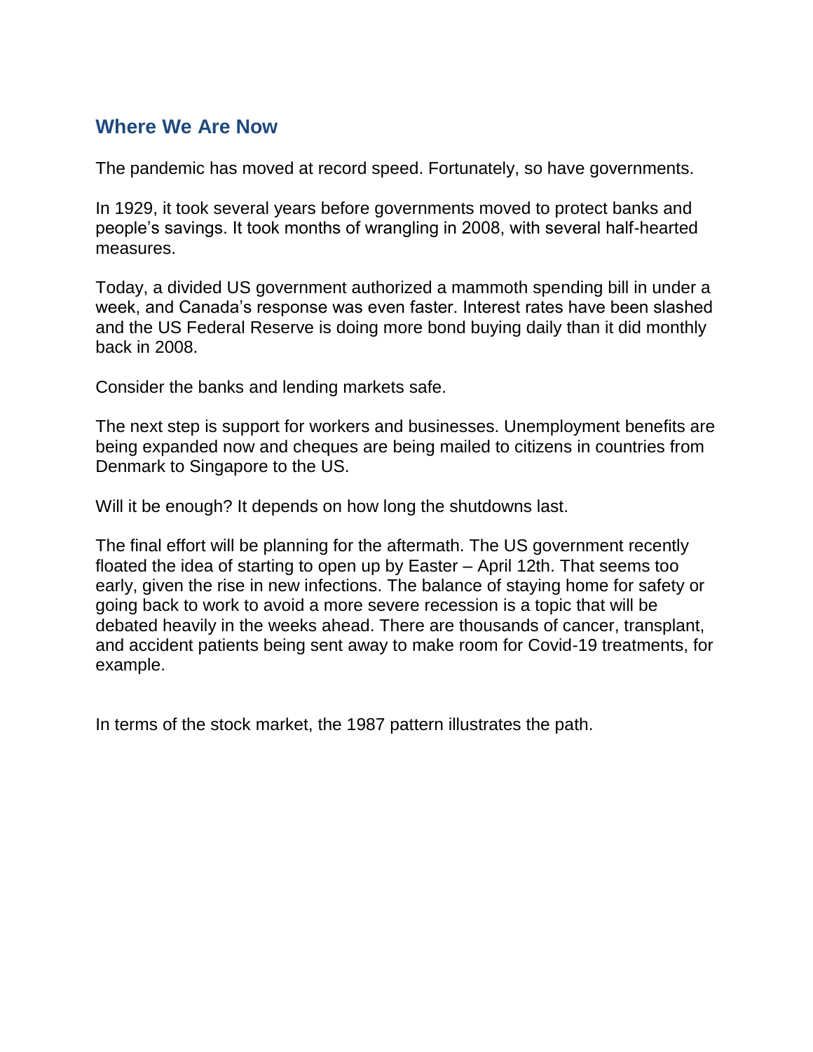## Where We Are Now

The pandemic has moved at record speed. Fortunately, so have governments.

In 1929, it took several years before governments moved to protect banks and people's savings. It took months of wrangling in 2008, with several half-hearted measures.

Today, a divided US government authorized a mammoth spending bill in under a week, and Canada's response was even faster. Interest rates have been slashed and the US Federal Reserve is doing more bond buying daily than it did monthly back in 2008.

Consider the banks and lending markets safe.

The next step is support for workers and businesses. Unemployment benefits are being expanded now and cheques are being mailed to citizens in countries from Denmark to Singapore to the US.

Will it be enough? It depends on how long the shutdowns last.

The final effort will be planning for the aftermath. The US government recently floated the idea of starting to open up by Easter – April 12th. That seems too early, given the rise in new infections. The balance of staying home for safety or going back to work to avoid a more severe recession is a topic that will be debated heavily in the weeks ahead. There are thousands of cancer, transplant, and accident patients being sent away to make room for Covid-19 treatments, for example.

In terms of the stock market, the 1987 pattern illustrates the path.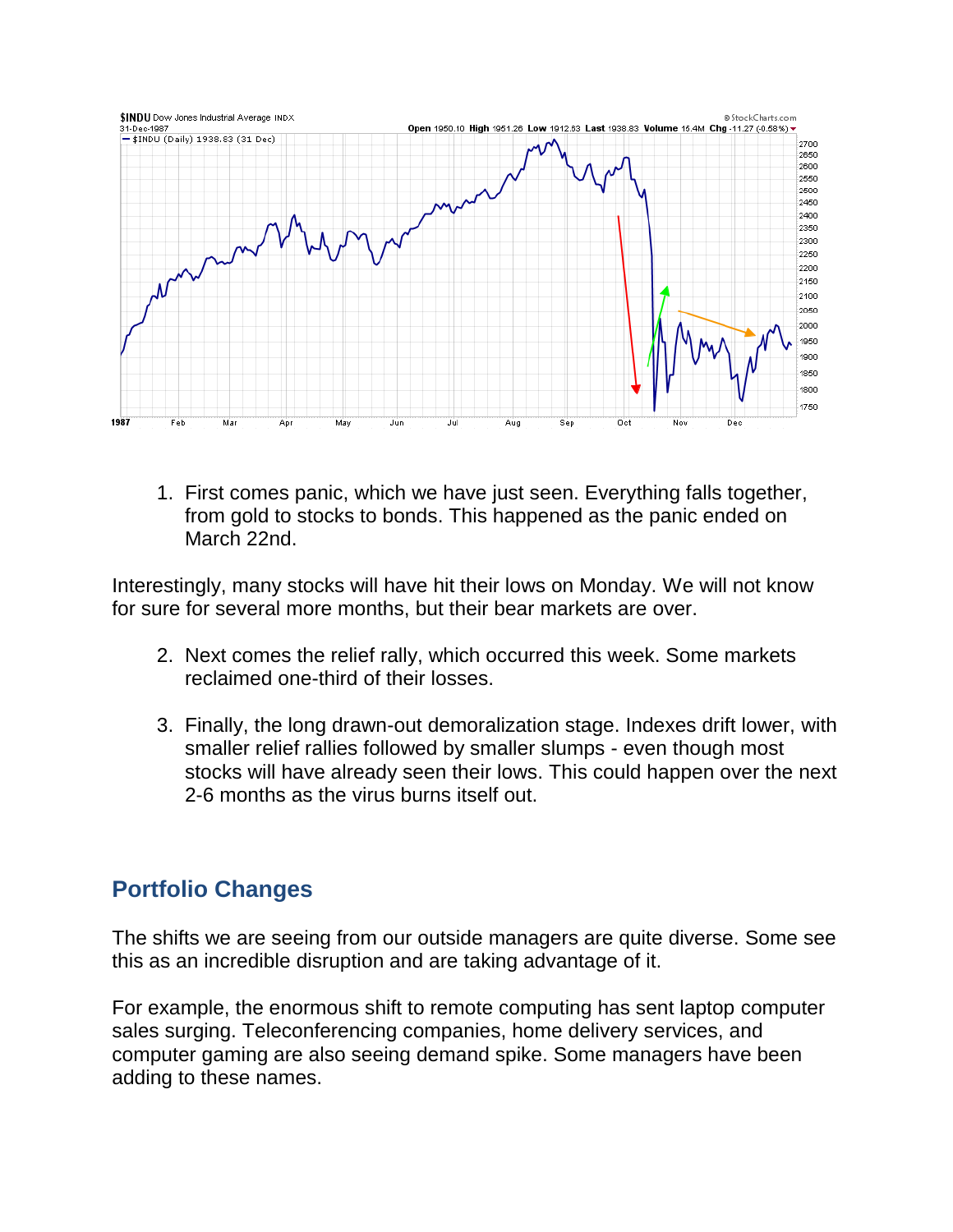1. First comes panic, which we have just seen. Everything falls together, from gold to stocks to bonds. This happened as the panic ended on March 22nd.

Interestingly, many stocks will have hit their lows on Monday. We will not know for sure for several more months, but their bear markets are over.

2. Next comes the relief rally, which occurred this week. Some markets reclaimed one-third of their losses.

3. Finally, the long drawn-out demoralization stage. Indexes drift lower, with smaller relief rallies followed by smaller slumps - even though most stocks will have already seen their lows. This could happen over the next 2-6 months as the virus burns itself out.

## Portfolio Changes

The shifts we are seeing from our outside managers are quite diverse. Some see this as an incredible disruption and are taking advantage of it.

For example, the enormous shift to remote computing has sent laptop computer sales surging. Teleconferencing companies, home delivery services, and computer gaming are also seeing demand spike. Some managers have been adding to these names.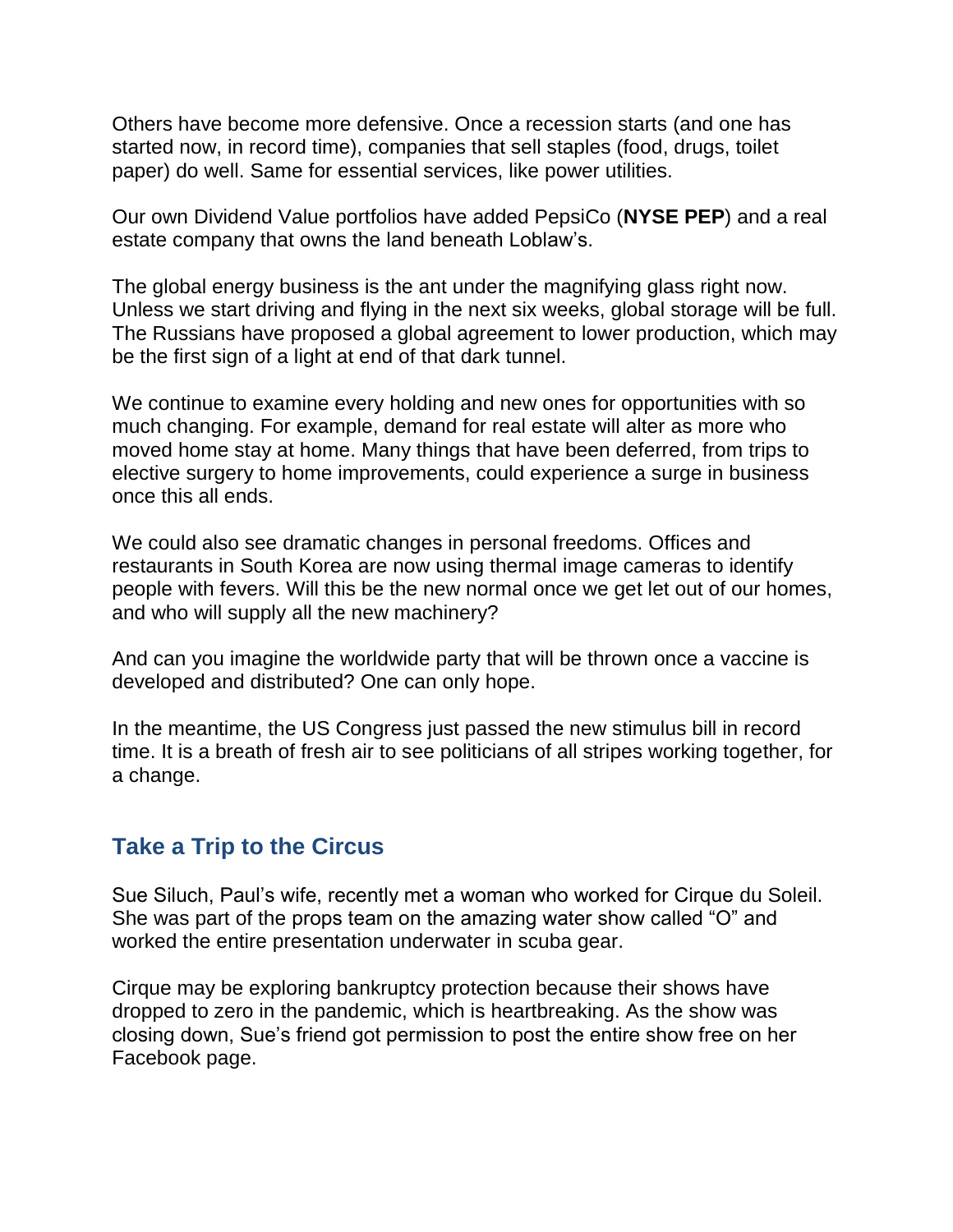Others have become more defensive. Once a recession starts (and one has started now, in record time), companies that sell staples (food, drugs, toilet paper) do well. Same for essential services, like power utilities.

Our own Dividend Value portfolios have added PepsiCo (**NYSE PEP**) and a real estate company that owns the land beneath Loblaw's.

The global energy business is the ant under the magnifying glass right now. Unless we start driving and flying in the next six weeks, global storage will be full. The Russians have proposed a global agreement to lower production, which may be the first sign of a light at end of that dark tunnel.

We continue to examine every holding and new ones for opportunities with so much changing. For example, demand for real estate will alter as more who moved home stay at home. Many things that have been deferred, from trips to elective surgery to home improvements, could experience a surge in business once this all ends.

We could also see dramatic changes in personal freedoms. Offices and restaurants in South Korea are now using thermal image cameras to identify people with fevers. Will this be the new normal once we get let out of our homes, and who will supply all the new machinery?

And can you imagine the worldwide party that will be thrown once a vaccine is developed and distributed? One can only hope.

In the meantime, the US Congress just passed the new stimulus bill in record time. It is a breath of fresh air to see politicians of all stripes working together, for a change.

## Take a Trip to the Circus

Sue Siluch, Paul's wife, recently met a woman who worked for Cirque du Soleil. She was part of the props team on the amazing water show called "O" and worked the entire presentation underwater in scuba gear.

Cirque may be exploring bankruptcy protection because their shows have dropped to zero in the pandemic, which is heartbreaking. As the show was closing down, Sue's friend got permission to post the entire show free on her Facebook page.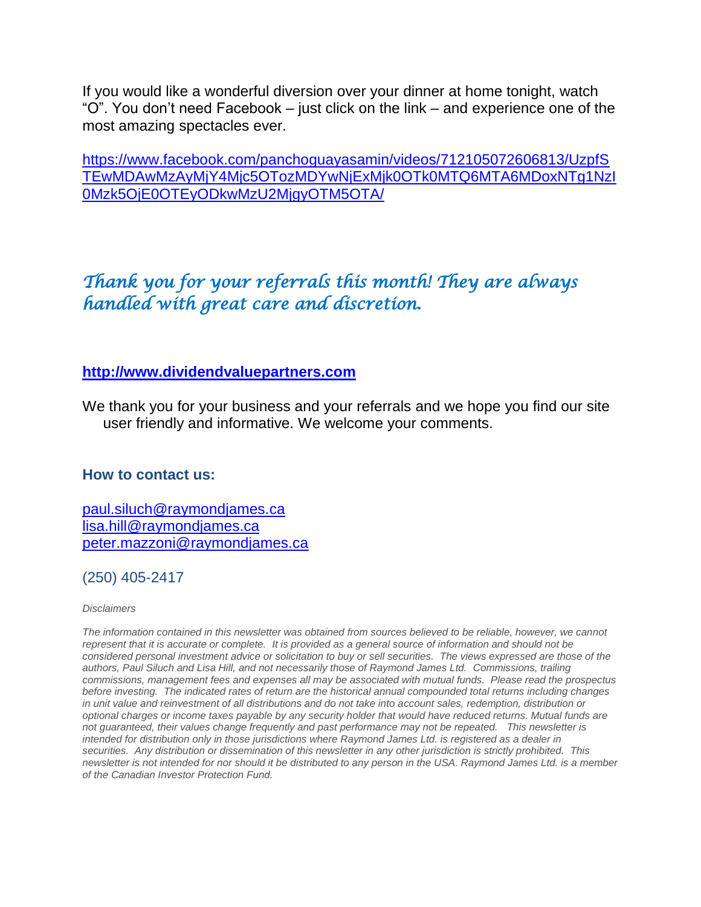If you would like a wonderful diversion over your dinner at home tonight, watch "O". You don't need Facebook – just click on the link – and experience one of the most amazing spectacles ever.

https://www.facebook.com/panchoguayasamin/videos/712105072606813/UzpfSTEwMDAwMzAyMjY4Mjc5OTozMDYwNjExMjk0OTk0MTQ6MTA6MDoxNTg1NzI0Mzk5OjE0OTEyODkwMzU2MjgyOTM5OTA/

*Thank you for your referrals this month! They are always handled with great care and discretion.*

**http://www.dividendvaluepartners.com**

We thank you for your business and your referrals and we hope you find our site user friendly and informative. We welcome your comments.

**How to contact us:**

paul.siluch@raymondjames.ca
lisa.hill@raymondjames.ca
peter.mazzoni@raymondjames.ca

(250) 405-2417

*Disclaimers*

*The information contained in this newsletter was obtained from sources believed to be reliable, however, we cannot represent that it is accurate or complete. It is provided as a general source of information and should not be considered personal investment advice or solicitation to buy or sell securities. The views expressed are those of the authors, Paul Siluch and Lisa Hill, and not necessarily those of Raymond James Ltd. Commissions, trailing commissions, management fees and expenses all may be associated with mutual funds. Please read the prospectus before investing. The indicated rates of return are the historical annual compounded total returns including changes in unit value and reinvestment of all distributions and do not take into account sales, redemption, distribution or optional charges or income taxes payable by any security holder that would have reduced returns. Mutual funds are not guaranteed, their values change frequently and past performance may not be repeated. This newsletter is intended for distribution only in those jurisdictions where Raymond James Ltd. is registered as a dealer in securities. Any distribution or dissemination of this newsletter in any other jurisdiction is strictly prohibited. This newsletter is not intended for nor should it be distributed to any person in the USA. Raymond James Ltd. is a member of the Canadian Investor Protection Fund.*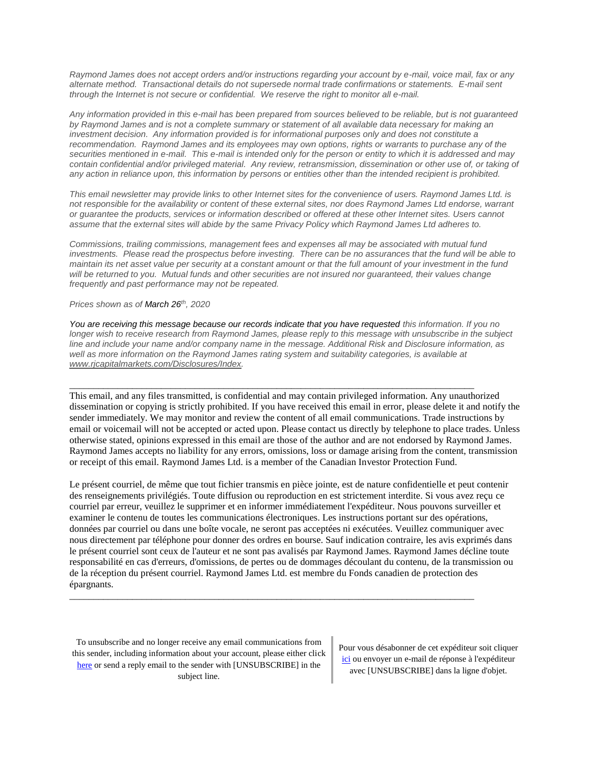*Raymond James does not accept orders and/or instructions regarding your account by e-mail, voice mail, fax or any alternate method. Transactional details do not supersede normal trade confirmations or statements. E-mail sent through the Internet is not secure or confidential. We reserve the right to monitor all e-mail.*

*Any information provided in this e-mail has been prepared from sources believed to be reliable, but is not guaranteed by Raymond James and is not a complete summary or statement of all available data necessary for making an investment decision. Any information provided is for informational purposes only and does not constitute a recommendation. Raymond James and its employees may own options, rights or warrants to purchase any of the securities mentioned in e-mail. This e-mail is intended only for the person or entity to which it is addressed and may contain confidential and/or privileged material. Any review, retransmission, dissemination or other use of, or taking of any action in reliance upon, this information by persons or entities other than the intended recipient is prohibited.*

*This email newsletter may provide links to other Internet sites for the convenience of users. Raymond James Ltd. is not responsible for the availability or content of these external sites, nor does Raymond James Ltd endorse, warrant or guarantee the products, services or information described or offered at these other Internet sites. Users cannot assume that the external sites will abide by the same Privacy Policy which Raymond James Ltd adheres to.*

*Commissions, trailing commissions, management fees and expenses all may be associated with mutual fund investments. Please read the prospectus before investing. There can be no assurances that the fund will be able to maintain its net asset value per security at a constant amount or that the full amount of your investment in the fund will be returned to you. Mutual funds and other securities are not insured nor guaranteed, their values change frequently and past performance may not be repeated.*

*Prices shown as of March 26th, 2020*

*You are receiving this message because our records indicate that you have requested this information. If you no longer wish to receive research from Raymond James, please reply to this message with unsubscribe in the subject line and include your name and/or company name in the message. Additional Risk and Disclosure information, as well as more information on the Raymond James rating system and suitability categories, is available at www.rjcapitalmarkets.com/Disclosures/Index.*

---

This email, and any files transmitted, is confidential and may contain privileged information. Any unauthorized dissemination or copying is strictly prohibited. If you have received this email in error, please delete it and notify the sender immediately. We may monitor and review the content of all email communications. Trade instructions by email or voicemail will not be accepted or acted upon. Please contact us directly by telephone to place trades. Unless otherwise stated, opinions expressed in this email are those of the author and are not endorsed by Raymond James. Raymond James accepts no liability for any errors, omissions, loss or damage arising from the content, transmission or receipt of this email. Raymond James Ltd. is a member of the Canadian Investor Protection Fund.

Le présent courriel, de même que tout fichier transmis en pièce jointe, est de nature confidentielle et peut contenir des renseignements privilégiés. Toute diffusion ou reproduction en est strictement interdite. Si vous avez reçu ce courriel par erreur, veuillez le supprimer et en informer immédiatement l'expéditeur. Nous pouvons surveiller et examiner le contenu de toutes les communications électroniques. Les instructions portant sur des opérations, données par courriel ou dans une boîte vocale, ne seront pas acceptées ni exécutées. Veuillez communiquer avec nous directement par téléphone pour donner des ordres en bourse. Sauf indication contraire, les avis exprimés dans le présent courriel sont ceux de l'auteur et ne sont pas avalisés par Raymond James. Raymond James décline toute responsabilité en cas d'erreurs, d'omissions, de pertes ou de dommages découlant du contenu, de la transmission ou de la réception du présent courriel. Raymond James Ltd. est membre du Fonds canadien de protection des épargnants.

---

To unsubscribe and no longer receive any email communications from this sender, including information about your account, please either click here or send a reply email to the sender with [UNSUBSCRIBE] in the subject line.

Pour vous désabonner de cet expéditeur soit cliquer ici ou envoyer un e-mail de réponse à l'expéditeur avec [UNSUBSCRIBE] dans la ligne d'objet.